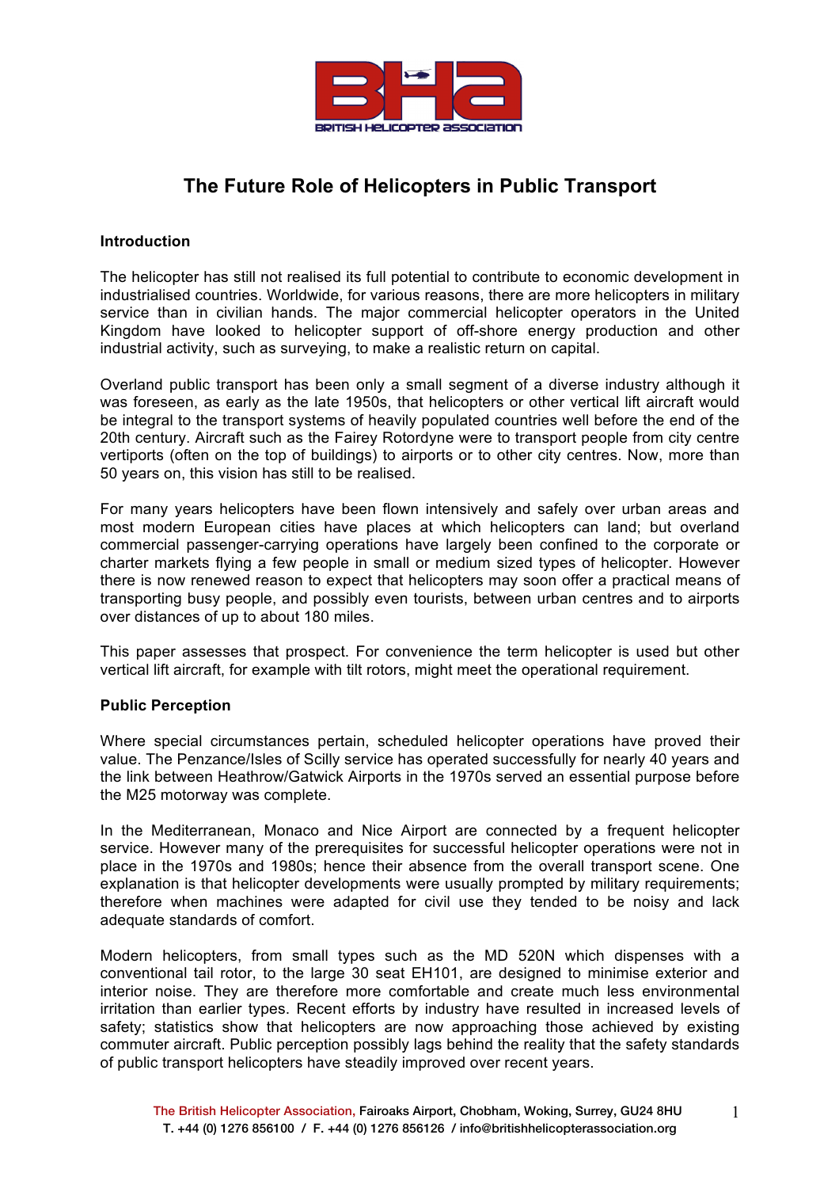# The Future Role of Helicopters in Public Transport

## Introduction

The helicopter has still not realised its full potential to contribute to economic development in industrialised countries. Worldwide, for various reasons, there are more helicopters in military service than in civilian hands. The major commercial helicopter operators in the United Kingdom have looked to helicopter support of off-shore energy production and other industrial activity, such as surveying, to make a realistic return on capital.

Overland public transport has been only a small segment of a diverse industry although it was foreseen, as early as the late 1950s, that helicopters or other vertical lift aircraft would be integral to the transport systems of heavily populated countries well before the end of the 20th century. Aircraft such as the Fairey Rotordyne were to transport people from city centre vertiports (often on the top of buildings) to airports or to other city centres. Now, more than 50 years on, this vision has still to be realised.

For many years helicopters have been flown intensively and safely over urban areas and most modern European cities have places at which helicopters can land; but overland commercial passenger-carrying operations have largely been confined to the corporate or charter markets flying a few people in small or medium sized types of helicopter. However there is now renewed reason to expect that helicopters may soon offer a practical means of transporting busy people, and possibly even tourists, between urban centres and to airports over distances of up to about 180 miles.

This paper assesses that prospect. For convenience the term helicopter is used but other vertical lift aircraft, for example with tilt rotors, might meet the operational requirement.

## Public Perception

Where special circumstances pertain, scheduled helicopter operations have proved their value. The Penzance/Isles of Scilly service has operated successfully for nearly 40 years and the link between Heathrow/Gatwick Airports in the 1970s served an essential purpose before the M25 motorway was complete.

In the Mediterranean, Monaco and Nice Airport are connected by a frequent helicopter service. However many of the prerequisites for successful helicopter operations were not in place in the 1970s and 1980s; hence their absence from the overall transport scene. One explanation is that helicopter developments were usually prompted by military requirements; therefore when machines were adapted for civil use they tended to be noisy and lack adequate standards of comfort.

Modern helicopters, from small types such as the MD 520N which dispenses with a conventional tail rotor, to the large 30 seat EH101, are designed to minimise exterior and interior noise. They are therefore more comfortable and create much less environmental irritation than earlier types. Recent efforts by industry have resulted in increased levels of safety; statistics show that helicopters are now approaching those achieved by existing commuter aircraft. Public perception possibly lags behind the reality that the safety standards of public transport helicopters have steadily improved over recent years.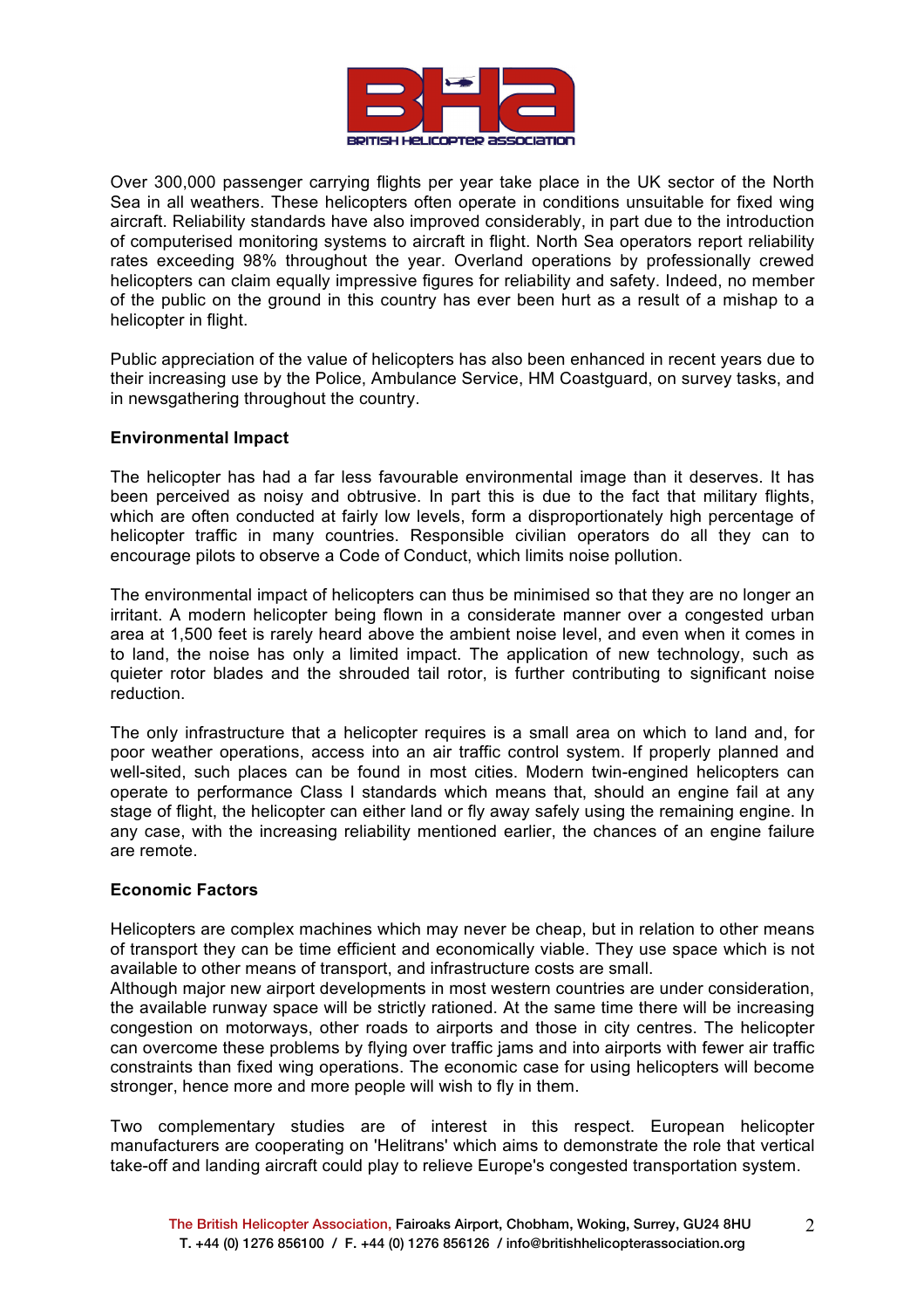Over 300,000 passenger carrying flights per year take place in the UK sector of the North Sea in all weathers. These helicopters often operate in conditions unsuitable for fixed wing aircraft. Reliability standards have also improved considerably, in part due to the introduction of computerised monitoring systems to aircraft in flight. North Sea operators report reliability rates exceeding 98% throughout the year. Overland operations by professionally crewed helicopters can claim equally impressive figures for reliability and safety. Indeed, no member of the public on the ground in this country has ever been hurt as a result of a mishap to a helicopter in flight.

Public appreciation of the value of helicopters has also been enhanced in recent years due to their increasing use by the Police, Ambulance Service, HM Coastguard, on survey tasks, and in newsgathering throughout the country.

**Environmental Impact**

The helicopter has had a far less favourable environmental image than it deserves. It has been perceived as noisy and obtrusive. In part this is due to the fact that military flights, which are often conducted at fairly low levels, form a disproportionately high percentage of helicopter traffic in many countries. Responsible civilian operators do all they can to encourage pilots to observe a Code of Conduct, which limits noise pollution.

The environmental impact of helicopters can thus be minimised so that they are no longer an irritant. A modern helicopter being flown in a considerate manner over a congested urban area at 1,500 feet is rarely heard above the ambient noise level, and even when it comes in to land, the noise has only a limited impact. The application of new technology, such as quieter rotor blades and the shrouded tail rotor, is further contributing to significant noise reduction.

The only infrastructure that a helicopter requires is a small area on which to land and, for poor weather operations, access into an air traffic control system. If properly planned and well-sited, such places can be found in most cities. Modern twin-engined helicopters can operate to performance Class I standards which means that, should an engine fail at any stage of flight, the helicopter can either land or fly away safely using the remaining engine. In any case, with the increasing reliability mentioned earlier, the chances of an engine failure are remote.

**Economic Factors**

Helicopters are complex machines which may never be cheap, but in relation to other means of transport they can be time efficient and economically viable. They use space which is not available to other means of transport, and infrastructure costs are small.

Although major new airport developments in most western countries are under consideration, the available runway space will be strictly rationed. At the same time there will be increasing congestion on motorways, other roads to airports and those in city centres. The helicopter can overcome these problems by flying over traffic jams and into airports with fewer air traffic constraints than fixed wing operations. The economic case for using helicopters will become stronger, hence more and more people will wish to fly in them.

Two complementary studies are of interest in this respect. European helicopter manufacturers are cooperating on 'Helitrans' which aims to demonstrate the role that vertical take-off and landing aircraft could play to relieve Europe's congested transportation system.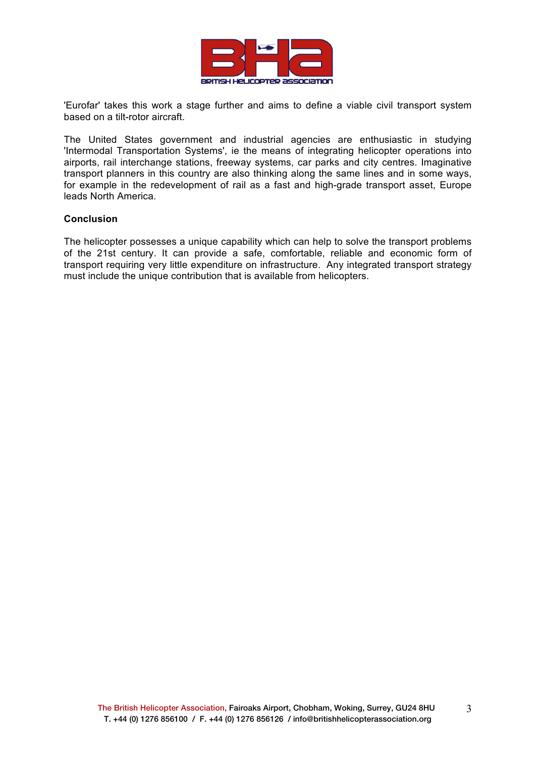'Eurofar' takes this work a stage further and aims to define a viable civil transport system based on a tilt-rotor aircraft.

The United States government and industrial agencies are enthusiastic in studying 'Intermodal Transportation Systems', ie the means of integrating helicopter operations into airports, rail interchange stations, freeway systems, car parks and city centres. Imaginative transport planners in this country are also thinking along the same lines and in some ways, for example in the redevelopment of rail as a fast and high-grade transport asset, Europe leads North America.

**Conclusion**

The helicopter possesses a unique capability which can help to solve the transport problems of the 21st century. It can provide a safe, comfortable, reliable and economic form of transport requiring very little expenditure on infrastructure. Any integrated transport strategy must include the unique contribution that is available from helicopters.